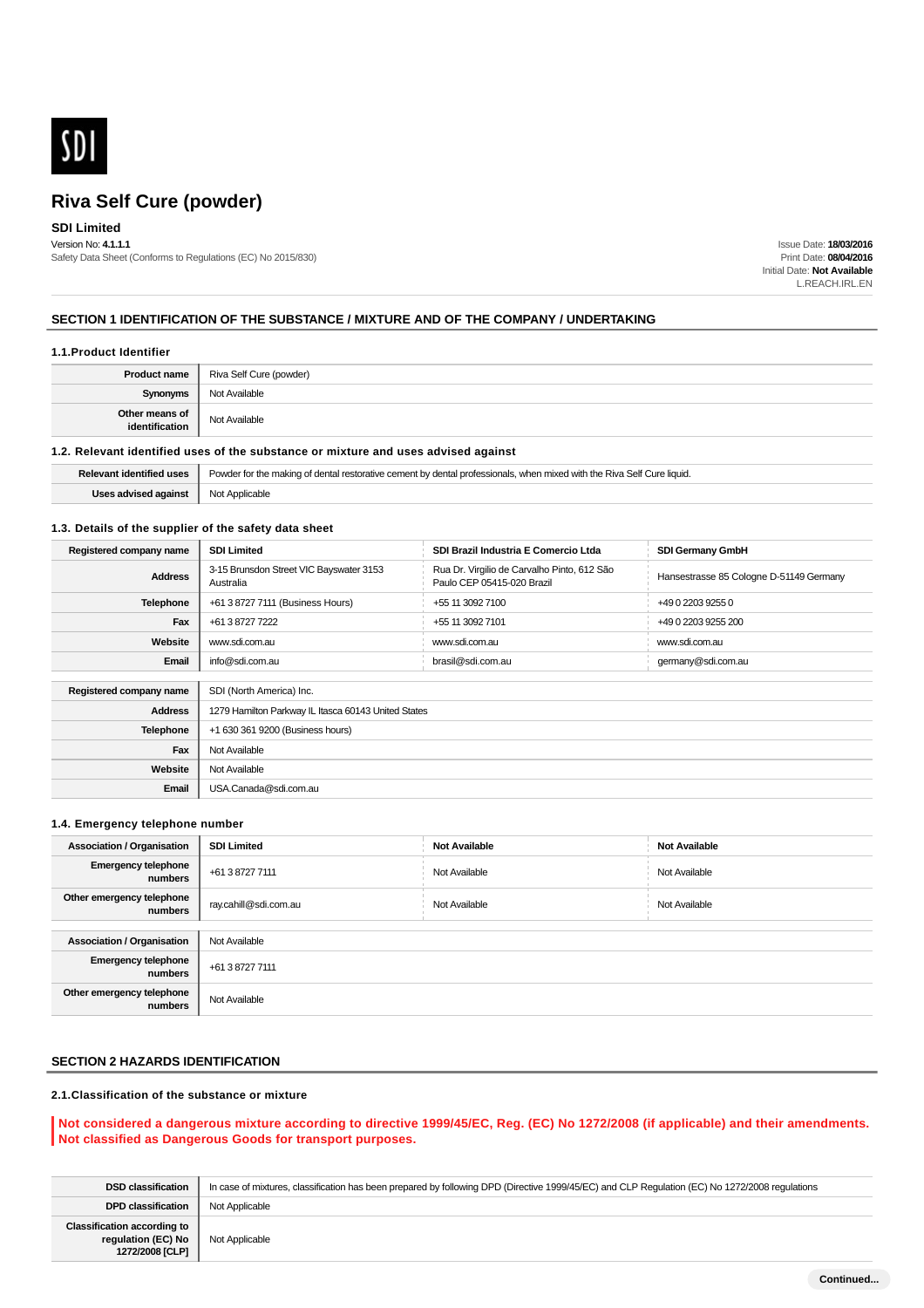SDI

# Riva Self Cure (powder)

**SDI Limited**

Version No: **4.1.1.1**

Safety Data Sheet (Conforms to Regulations (EC) No 2015/830)

Issue Date: **18/03/2016**
Print Date: **08/04/2016**
Initial Date: **Not Available**
L.REACH.IRL.EN

## SECTION 1 IDENTIFICATION OF THE SUBSTANCE / MIXTURE AND OF THE COMPANY / UNDERTAKING

### 1.1.Product Identifier

| | |
|---|---|
| **Product name** | Riva Self Cure (powder) |
| **Synonyms** | Not Available |
| **Other means of identification** | Not Available |

### 1.2. Relevant identified uses of the substance or mixture and uses advised against

| | |
|---|---|
| **Relevant identified uses** | Powder for the making of dental restorative cement by dental professionals, when mixed with the Riva Self Cure liquid. |
| **Uses advised against** | Not Applicable |

### 1.3. Details of the supplier of the safety data sheet

| | | | |
|---|---|---|---|
| **Registered company name** | **SDI Limited** | **SDI Brazil Industria E Comercio Ltda** | **SDI Germany GmbH** |
| **Address** | 3-15 Brunsdon Street VIC Bayswater 3153 Australia | Rua Dr. Virgilio de Carvalho Pinto, 612 São Paulo CEP 05415-020 Brazil | Hansestrasse 85 Cologne D-51149 Germany |
| **Telephone** | +61 3 8727 7111 (Business Hours) | +55 11 3092 7100 | +49 0 2203 9255 0 |
| **Fax** | +61 3 8727 7222 | +55 11 3092 7101 | +49 0 2203 9255 200 |
| **Website** | www.sdi.com.au | www.sdi.com.au | www.sdi.com.au |
| **Email** | info@sdi.com.au | brasil@sdi.com.au | germany@sdi.com.au |

| | |
|---|---|
| **Registered company name** | SDI (North America) Inc. |
| **Address** | 1279 Hamilton Parkway IL Itasca 60143 United States |
| **Telephone** | +1 630 361 9200 (Business hours) |
| **Fax** | Not Available |
| **Website** | Not Available |
| **Email** | USA.Canada@sdi.com.au |

### 1.4. Emergency telephone number

| | | | |
|---|---|---|---|
| **Association / Organisation** | **SDI Limited** | **Not Available** | **Not Available** |
| **Emergency telephone numbers** | +61 3 8727 7111 | Not Available | Not Available |
| **Other emergency telephone numbers** | ray.cahill@sdi.com.au | Not Available | Not Available |

| | |
|---|---|
| **Association / Organisation** | Not Available |
| **Emergency telephone numbers** | +61 3 8727 7111 |
| **Other emergency telephone numbers** | Not Available |

## SECTION 2 HAZARDS IDENTIFICATION

### 2.1.Classification of the substance or mixture

**Not considered a dangerous mixture according to directive 1999/45/EC, Reg. (EC) No 1272/2008 (if applicable) and their amendments. Not classified as Dangerous Goods for transport purposes.**

| | |
|---|---|
| **DSD classification** | In case of mixtures, classification has been prepared by following DPD (Directive 1999/45/EC) and CLP Regulation (EC) No 1272/2008 regulations |
| **DPD classification** | Not Applicable |
| **Classification according to regulation (EC) No 1272/2008 [CLP]** | Not Applicable |

Continued...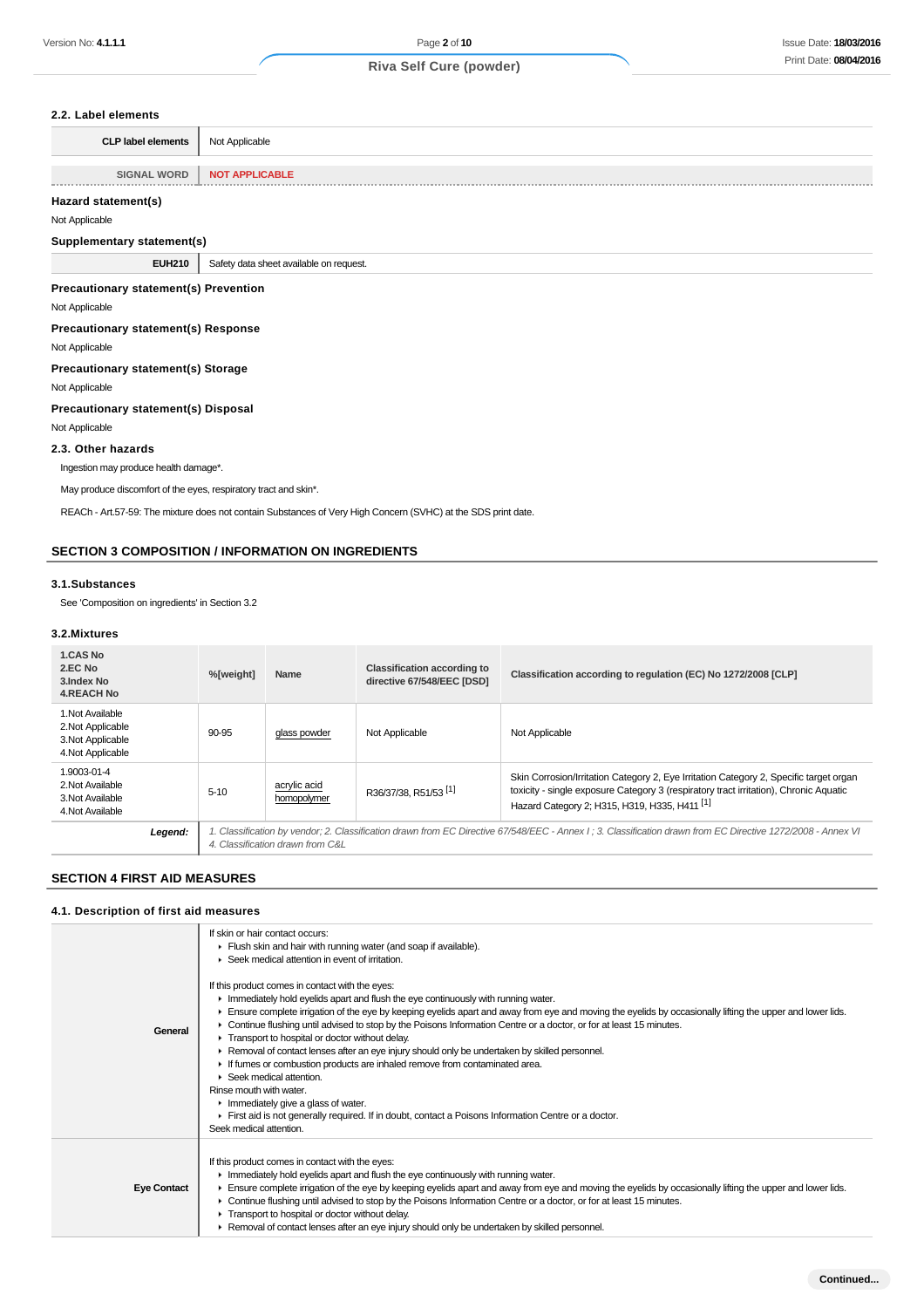### 2.2. Label elements

| CLP label elements | Not Applicable |
|---|---|
| **SIGNAL WORD** | **NOT APPLICABLE** |

#### Hazard statement(s)

Not Applicable

#### Supplementary statement(s)

| EUH210 | Safety data sheet available on request. |
|---|---|

#### Precautionary statement(s) Prevention

Not Applicable

#### Precautionary statement(s) Response

Not Applicable

#### Precautionary statement(s) Storage

Not Applicable

#### Precautionary statement(s) Disposal

Not Applicable

### 2.3. Other hazards

Ingestion may produce health damage*.

May produce discomfort of the eyes, respiratory tract and skin*.

REACh - Art.57-59: The mixture does not contain Substances of Very High Concern (SVHC) at the SDS print date.

## SECTION 3 COMPOSITION / INFORMATION ON INGREDIENTS

### 3.1.Substances

See 'Composition on ingredients' in Section 3.2

### 3.2.Mixtures

| 1.CAS No<br>2.EC No<br>3.Index No<br>4.REACH No | %[weight] | Name | Classification according to directive 67/548/EEC [DSD] | Classification according to regulation (EC) No 1272/2008 [CLP] |
|---|---|---|---|---|
| 1.Not Available<br>2.Not Applicable<br>3.Not Applicable<br>4.Not Applicable | 90-95 | glass powder | Not Applicable | Not Applicable |
| 1.9003-01-4<br>2.Not Available<br>3.Not Available<br>4.Not Available | 5-10 | acrylic acid homopolymer | R36/37/38, R51/53 [1] | Skin Corrosion/Irritation Category 2, Eye Irritation Category 2, Specific target organ toxicity - single exposure Category 3 (respiratory tract irritation), Chronic Aquatic Hazard Category 2; H315, H319, H335, H411 [1] |
| ***Legend:*** | *1. Classification by vendor; 2. Classification drawn from EC Directive 67/548/EEC - Annex I ; 3. Classification drawn from EC Directive 1272/2008 - Annex VI 4. Classification drawn from C&L* | | | |

## SECTION 4 FIRST AID MEASURES

### 4.1. Description of first aid measures

| | |
|---|---|
| **General** | If skin or hair contact occurs:<br>▸ Flush skin and hair with running water (and soap if available).<br>▸ Seek medical attention in event of irritation.<br><br>If this product comes in contact with the eyes:<br>▸ Immediately hold eyelids apart and flush the eye continuously with running water.<br>▸ Ensure complete irrigation of the eye by keeping eyelids apart and away from eye and moving the eyelids by occasionally lifting the upper and lower lids.<br>▸ Continue flushing until advised to stop by the Poisons Information Centre or a doctor, or for at least 15 minutes.<br>▸ Transport to hospital or doctor without delay.<br>▸ Removal of contact lenses after an eye injury should only be undertaken by skilled personnel.<br>▸ If fumes or combustion products are inhaled remove from contaminated area.<br>▸ Seek medical attention.<br>Rinse mouth with water.<br>▸ Immediately give a glass of water.<br>▸ First aid is not generally required. If in doubt, contact a Poisons Information Centre or a doctor.<br>Seek medical attention. |
| **Eye Contact** | If this product comes in contact with the eyes:<br>▸ Immediately hold eyelids apart and flush the eye continuously with running water.<br>▸ Ensure complete irrigation of the eye by keeping eyelids apart and away from eye and moving the eyelids by occasionally lifting the upper and lower lids.<br>▸ Continue flushing until advised to stop by the Poisons Information Centre or a doctor, or for at least 15 minutes.<br>▸ Transport to hospital or doctor without delay.<br>▸ Removal of contact lenses after an eye injury should only be undertaken by skilled personnel. |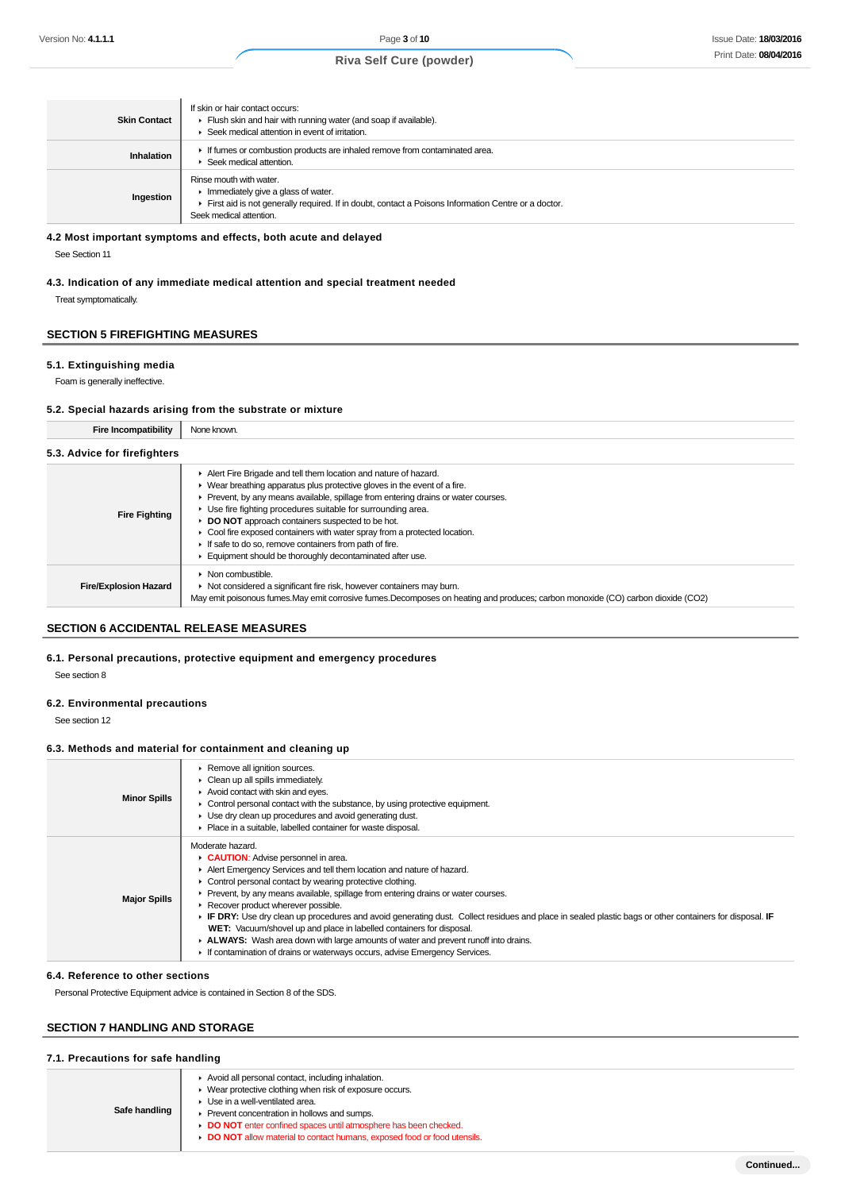| | |
|---|---|
| **Skin Contact** | If skin or hair contact occurs:<br>▸ Flush skin and hair with running water (and soap if available).<br>▸ Seek medical attention in event of irritation. |
| **Inhalation** | ▸ If fumes or combustion products are inhaled remove from contaminated area.<br>▸ Seek medical attention. |
| **Ingestion** | Rinse mouth with water.<br>▸ Immediately give a glass of water.<br>▸ First aid is not generally required. If in doubt, contact a Poisons Information Centre or a doctor.<br>Seek medical attention. |

### 4.2 Most important symptoms and effects, both acute and delayed

See Section 11

### 4.3. Indication of any immediate medical attention and special treatment needed

Treat symptomatically.

## SECTION 5 FIREFIGHTING MEASURES

### 5.1. Extinguishing media

Foam is generally ineffective.

### 5.2. Special hazards arising from the substrate or mixture

| | |
|---|---|
| **Fire Incompatibility** | None known. |

### 5.3. Advice for firefighters

| | |
|---|---|
| **Fire Fighting** | ▸ Alert Fire Brigade and tell them location and nature of hazard.<br>▸ Wear breathing apparatus plus protective gloves in the event of a fire.<br>▸ Prevent, by any means available, spillage from entering drains or water courses.<br>▸ Use fire fighting procedures suitable for surrounding area.<br>▸ **DO NOT** approach containers suspected to be hot.<br>▸ Cool fire exposed containers with water spray from a protected location.<br>▸ If safe to do so, remove containers from path of fire.<br>▸ Equipment should be thoroughly decontaminated after use. |
| **Fire/Explosion Hazard** | ▸ Non combustible.<br>▸ Not considered a significant fire risk, however containers may burn.<br>May emit poisonous fumes.May emit corrosive fumes.Decomposes on heating and produces; carbon monoxide (CO) carbon dioxide (CO2) |

## SECTION 6 ACCIDENTAL RELEASE MEASURES

### 6.1. Personal precautions, protective equipment and emergency procedures

See section 8

### 6.2. Environmental precautions

See section 12

### 6.3. Methods and material for containment and cleaning up

| | |
|---|---|
| **Minor Spills** | ▸ Remove all ignition sources.<br>▸ Clean up all spills immediately.<br>▸ Avoid contact with skin and eyes.<br>▸ Control personal contact with the substance, by using protective equipment.<br>▸ Use dry clean up procedures and avoid generating dust.<br>▸ Place in a suitable, labelled container for waste disposal. |
| **Major Spills** | Moderate hazard.<br>▸ **CAUTION**: Advise personnel in area.<br>▸ Alert Emergency Services and tell them location and nature of hazard.<br>▸ Control personal contact by wearing protective clothing.<br>▸ Prevent, by any means available, spillage from entering drains or water courses.<br>▸ Recover product wherever possible.<br>▸ **IF DRY:** Use dry clean up procedures and avoid generating dust. Collect residues and place in sealed plastic bags or other containers for disposal. **IF WET:** Vacuum/shovel up and place in labelled containers for disposal.<br>▸ **ALWAYS:** Wash area down with large amounts of water and prevent runoff into drains.<br>▸ If contamination of drains or waterways occurs, advise Emergency Services. |

### 6.4. Reference to other sections

Personal Protective Equipment advice is contained in Section 8 of the SDS.

## SECTION 7 HANDLING AND STORAGE

### 7.1. Precautions for safe handling

| | |
|---|---|
| **Safe handling** | ▸ Avoid all personal contact, including inhalation.<br>▸ Wear protective clothing when risk of exposure occurs.<br>▸ Use in a well-ventilated area.<br>▸ Prevent concentration in hollows and sumps.<br>▸ **DO NOT** enter confined spaces until atmosphere has been checked.<br>▸ **DO NOT** allow material to contact humans, exposed food or food utensils. |

Continued...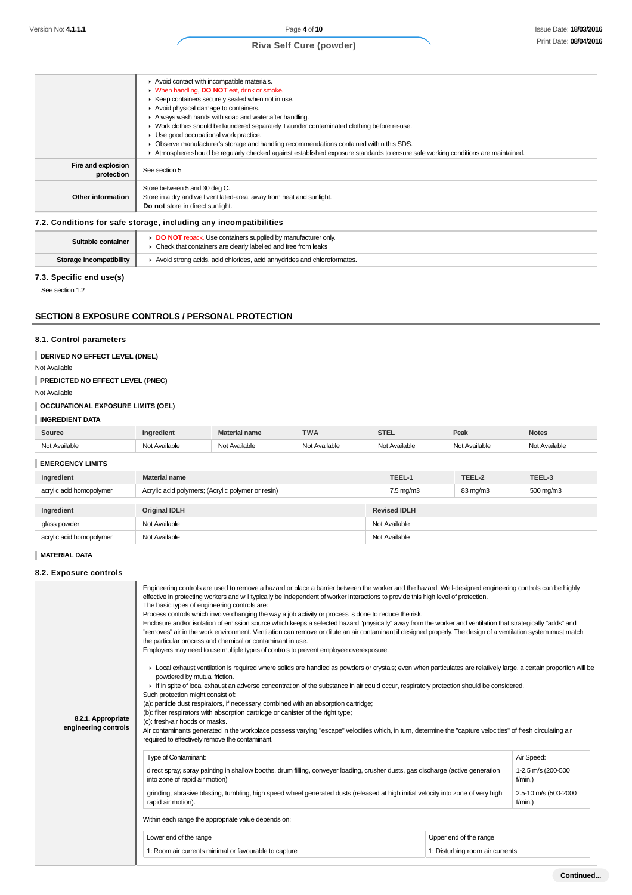| | |
|---|---|
| | - Avoid contact with incompatible materials.<br>- When handling, **DO NOT** eat, drink or smoke.<br>- Keep containers securely sealed when not in use.<br>- Avoid physical damage to containers.<br>- Always wash hands with soap and water after handling.<br>- Work clothes should be laundered separately. Launder contaminated clothing before re-use.<br>- Use good occupational work practice.<br>- Observe manufacturer's storage and handling recommendations contained within this SDS.<br>- Atmosphere should be regularly checked against established exposure standards to ensure safe working conditions are maintained. |
| **Fire and explosion protection** | See section 5 |
| **Other information** | Store between 5 and 30 deg C.<br>Store in a dry and well ventilated-area, away from heat and sunlight.<br>**Do not** store in direct sunlight. |

### 7.2. Conditions for safe storage, including any incompatibilities

| | |
|---|---|
| **Suitable container** | - **DO NOT** repack. Use containers supplied by manufacturer only.<br>- Check that containers are clearly labelled and free from leaks |
| **Storage incompatibility** | - Avoid strong acids, acid chlorides, acid anhydrides and chloroformates. |

### 7.3. Specific end use(s)

See section 1.2

## SECTION 8 EXPOSURE CONTROLS / PERSONAL PROTECTION

### 8.1. Control parameters

**DERIVED NO EFFECT LEVEL (DNEL)**

Not Available

**PREDICTED NO EFFECT LEVEL (PNEC)**

Not Available

**OCCUPATIONAL EXPOSURE LIMITS (OEL)**

**INGREDIENT DATA**

| Source | Ingredient | Material name | TWA | STEL | Peak | Notes |
|---|---|---|---|---|---|---|
| Not Available | Not Available | Not Available | Not Available | Not Available | Not Available | Not Available |

**EMERGENCY LIMITS**

| Ingredient | Material name | TEEL-1 | TEEL-2 | TEEL-3 |
|---|---|---|---|---|
| acrylic acid homopolymer | Acrylic acid polymers; (Acrylic polymer or resin) | 7.5 mg/m3 | 83 mg/m3 | 500 mg/m3 |

| Ingredient | Original IDLH | Revised IDLH |
|---|---|---|
| glass powder | Not Available | Not Available |
| acrylic acid homopolymer | Not Available | Not Available |

**MATERIAL DATA**

### 8.2. Exposure controls

**8.2.1. Appropriate engineering controls**

Engineering controls are used to remove a hazard or place a barrier between the worker and the hazard. Well-designed engineering controls can be highly effective in protecting workers and will typically be independent of worker interactions to provide this high level of protection.
The basic types of engineering controls are:
Process controls which involve changing the way a job activity or process is done to reduce the risk.
Enclosure and/or isolation of emission source which keeps a selected hazard "physically" away from the worker and ventilation that strategically "adds" and "removes" air in the work environment. Ventilation can remove or dilute an air contaminant if designed properly. The design of a ventilation system must match the particular process and chemical or contaminant in use.
Employers may need to use multiple types of controls to prevent employee overexposure.

- Local exhaust ventilation is required where solids are handled as powders or crystals; even when particulates are relatively large, a certain proportion will be powdered by mutual friction.
- If in spite of local exhaust an adverse concentration of the substance in air could occur, respiratory protection should be considered.

Such protection might consist of:
(a): particle dust respirators, if necessary, combined with an absorption cartridge;
(b): filter respirators with absorption cartridge or canister of the right type;
(c): fresh-air hoods or masks.
Air contaminants generated in the workplace possess varying "escape" velocities which, in turn, determine the "capture velocities" of fresh circulating air required to effectively remove the contaminant.

| Type of Contaminant: | Air Speed: |
|---|---|
| direct spray, spray painting in shallow booths, drum filling, conveyer loading, crusher dusts, gas discharge (active generation into zone of rapid air motion) | 1-2.5 m/s (200-500 f/min.) |
| grinding, abrasive blasting, tumbling, high speed wheel generated dusts (released at high initial velocity into zone of very high rapid air motion). | 2.5-10 m/s (500-2000 f/min.) |

Within each range the appropriate value depends on:

| Lower end of the range | Upper end of the range |
|---|---|
| 1: Room air currents minimal or favourable to capture | 1: Disturbing room air currents |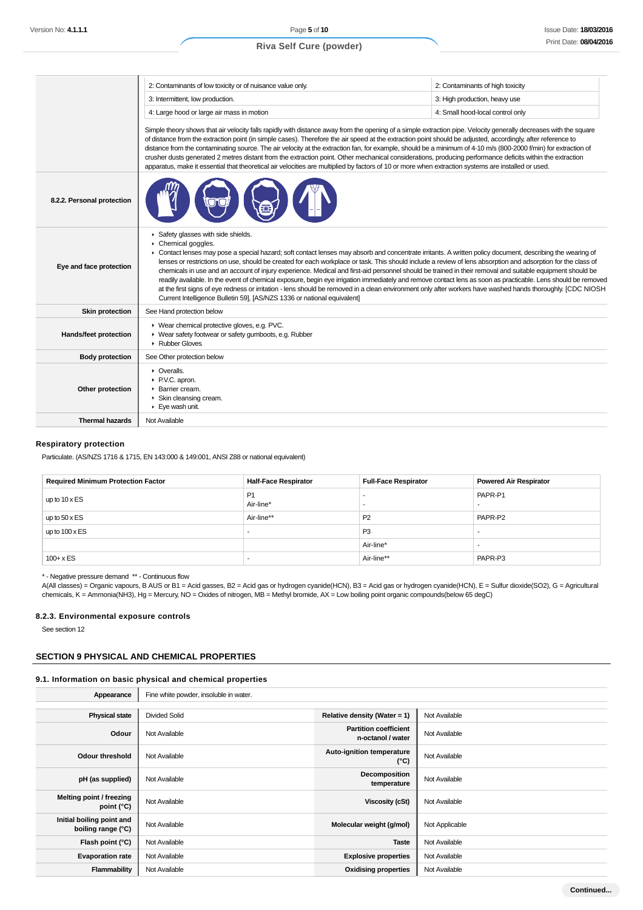| | | |
|---|---|---|
| | 2: Contaminants of low toxicity or of nuisance value only. | 2: Contaminants of high toxicity |
| | 3: Intermittent, low production. | 3: High production, heavy use |
| | 4: Large hood or large air mass in motion | 4: Small hood-local control only |
| | Simple theory shows that air velocity falls rapidly with distance away from the opening of a simple extraction pipe. Velocity generally decreases with the square of distance from the extraction point (in simple cases). Therefore the air speed at the extraction point should be adjusted, accordingly, after reference to distance from the contaminating source. The air velocity at the extraction fan, for example, should be a minimum of 4-10 m/s (800-2000 f/min) for extraction of crusher dusts generated 2 metres distant from the extraction point. Other mechanical considerations, producing performance deficits within the extraction apparatus, make it essential that theoretical air velocities are multiplied by factors of 10 or more when extraction systems are installed or used. | |

| | |
|---|---|
| **8.2.2. Personal protection** | |
| **Eye and face protection** | ▸ Safety glasses with side shields.<br>▸ Chemical goggles.<br>▸ Contact lenses may pose a special hazard; soft contact lenses may absorb and concentrate irritants. A written policy document, describing the wearing of lenses or restrictions on use, should be created for each workplace or task. This should include a review of lens absorption and adsorption for the class of chemicals in use and an account of injury experience. Medical and first-aid personnel should be trained in their removal and suitable equipment should be readily available. In the event of chemical exposure, begin eye irrigation immediately and remove contact lens as soon as practicable. Lens should be removed at the first signs of eye redness or irritation - lens should be removed in a clean environment only after workers have washed hands thoroughly. [CDC NIOSH Current Intelligence Bulletin 59], [AS/NZS 1336 or national equivalent] |
| **Skin protection** | See Hand protection below |
| **Hands/feet protection** | ▸ Wear chemical protective gloves, e.g. PVC.<br>▸ Wear safety footwear or safety gumboots, e.g. Rubber<br>▸ Rubber Gloves |
| **Body protection** | See Other protection below |
| **Other protection** | ▸ Overalls.<br>▸ P.V.C. apron.<br>▸ Barrier cream.<br>▸ Skin cleansing cream.<br>▸ Eye wash unit. |
| **Thermal hazards** | Not Available |

### Respiratory protection

Particulate. (AS/NZS 1716 & 1715, EN 143:000 & 149:001, ANSI Z88 or national equivalent)

| Required Minimum Protection Factor | Half-Face Respirator | Full-Face Respirator | Powered Air Respirator |
|---|---|---|---|
| up to 10 x ES | P1<br>Air-line* | -<br>- | PAPR-P1<br>- |
| up to 50 x ES | Air-line** | P2 | PAPR-P2 |
| up to 100 x ES | - | P3 | - |
| | | Air-line* | - |
| 100+ x ES | - | Air-line** | PAPR-P3 |

\* - Negative pressure demand  ** - Continuous flow
A(All classes) = Organic vapours, B AUS or B1 = Acid gasses, B2 = Acid gas or hydrogen cyanide(HCN), B3 = Acid gas or hydrogen cyanide(HCN), E = Sulfur dioxide($SO_2$), G = Agricultural chemicals, K = Ammonia($NH_3$), Hg = Mercury, NO = Oxides of nitrogen, MB = Methyl bromide, AX = Low boiling point organic compounds(below 65 degC)

### 8.2.3. Environmental exposure controls

See section 12

## SECTION 9 PHYSICAL AND CHEMICAL PROPERTIES

### 9.1. Information on basic physical and chemical properties

| | | | |
|---|---|---|---|
| **Appearance** | Fine white powder, insoluble in water. | | |
| **Physical state** | Divided Solid | **Relative density (Water = 1)** | Not Available |
| **Odour** | Not Available | **Partition coefficient n-octanol / water** | Not Available |
| **Odour threshold** | Not Available | **Auto-ignition temperature (°C)** | Not Available |
| **pH (as supplied)** | Not Available | **Decomposition temperature** | Not Available |
| **Melting point / freezing point (°C)** | Not Available | **Viscosity (cSt)** | Not Available |
| **Initial boiling point and boiling range (°C)** | Not Available | **Molecular weight (g/mol)** | Not Applicable |
| **Flash point (°C)** | Not Available | **Taste** | Not Available |
| **Evaporation rate** | Not Available | **Explosive properties** | Not Available |
| **Flammability** | Not Available | **Oxidising properties** | Not Available |

Continued...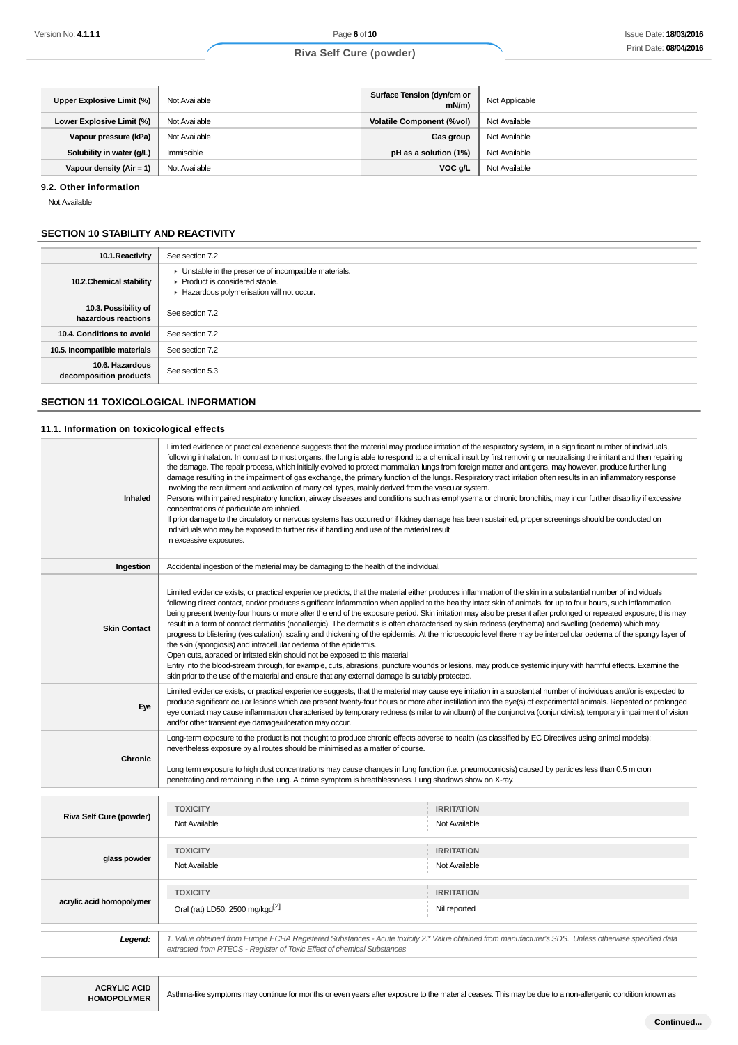| Upper Explosive Limit (%) | Not Available | Surface Tension (dyn/cm or mN/m) | Not Applicable |
|---|---|---|---|
| Lower Explosive Limit (%) | Not Available | Volatile Component (%vol) | Not Available |
| Vapour pressure (kPa) | Not Available | Gas group | Not Available |
| Solubility in water (g/L) | Immiscible | pH as a solution (1%) | Not Available |
| Vapour density (Air = 1) | Not Available | VOC g/L | Not Available |

### 9.2. Other information

Not Available

## SECTION 10 STABILITY AND REACTIVITY

| | |
|---|---|
| 10.1.Reactivity | See section 7.2 |
| 10.2.Chemical stability | ▸ Unstable in the presence of incompatible materials.<br>▸ Product is considered stable.<br>▸ Hazardous polymerisation will not occur. |
| 10.3. Possibility of hazardous reactions | See section 7.2 |
| 10.4. Conditions to avoid | See section 7.2 |
| 10.5. Incompatible materials | See section 7.2 |
| 10.6. Hazardous decomposition products | See section 5.3 |

## SECTION 11 TOXICOLOGICAL INFORMATION

### 11.1. Information on toxicological effects

| | |
|---|---|
| Inhaled | Limited evidence or practical experience suggests that the material may produce irritation of the respiratory system, in a significant number of individuals, following inhalation. In contrast to most organs, the lung is able to respond to a chemical insult by first removing or neutralising the irritant and then repairing the damage. The repair process, which initially evolved to protect mammalian lungs from foreign matter and antigens, may however, produce further lung damage resulting in the impairment of gas exchange, the primary function of the lungs. Respiratory tract irritation often results in an inflammatory response involving the recruitment and activation of many cell types, mainly derived from the vascular system.<br>Persons with impaired respiratory function, airway diseases and conditions such as emphysema or chronic bronchitis, may incur further disability if excessive concentrations of particulate are inhaled.<br>If prior damage to the circulatory or nervous systems has occurred or if kidney damage has been sustained, proper screenings should be conducted on individuals who may be exposed to further risk if handling and use of the material result<br>in excessive exposures. |
| Ingestion | Accidental ingestion of the material may be damaging to the health of the individual. |
| Skin Contact | Limited evidence exists, or practical experience predicts, that the material either produces inflammation of the skin in a substantial number of individuals following direct contact, and/or produces significant inflammation when applied to the healthy intact skin of animals, for up to four hours, such inflammation being present twenty-four hours or more after the end of the exposure period. Skin irritation may also be present after prolonged or repeated exposure; this may result in a form of contact dermatitis (nonallergic). The dermatitis is often characterised by skin redness (erythema) and swelling (oedema) which may progress to blistering (vesiculation), scaling and thickening of the epidermis. At the microscopic level there may be intercellular oedema of the spongy layer of the skin (spongiosis) and intracellular oedema of the epidermis.<br>Open cuts, abraded or irritated skin should not be exposed to this material<br>Entry into the blood-stream through, for example, cuts, abrasions, puncture wounds or lesions, may produce systemic injury with harmful effects. Examine the skin prior to the use of the material and ensure that any external damage is suitably protected. |
| Eye | Limited evidence exists, or practical experience suggests, that the material may cause eye irritation in a substantial number of individuals and/or is expected to produce significant ocular lesions which are present twenty-four hours or more after instillation into the eye(s) of experimental animals. Repeated or prolonged eye contact may cause inflammation characterised by temporary redness (similar to windburn) of the conjunctiva (conjunctivitis); temporary impairment of vision and/or other transient eye damage/ulceration may occur. |
| Chronic | Long-term exposure to the product is not thought to produce chronic effects adverse to health (as classified by EC Directives using animal models); nevertheless exposure by all routes should be minimised as a matter of course.<br><br>Long term exposure to high dust concentrations may cause changes in lung function (i.e. pneumoconiosis) caused by particles less than 0.5 micron penetrating and remaining in the lung. A prime symptom is breathlessness. Lung shadows show on X-ray. |

| | TOXICITY | IRRITATION |
|---|---|---|
| Riva Self Cure (powder) | Not Available | Not Available |
| glass powder | Not Available | Not Available |
| acrylic acid homopolymer | Oral (rat) LD50: 2500 mg/kgd[2] | Nil reported |

| | |
|---|---|
| *Legend:* | *1. Value obtained from Europe ECHA Registered Substances - Acute toxicity 2.\* Value obtained from manufacturer's SDS. Unless otherwise specified data extracted from RTECS - Register of Toxic Effect of chemical Substances* |

| | |
|---|---|
| ACRYLIC ACID HOMOPOLYMER | Asthma-like symptoms may continue for months or even years after exposure to the material ceases. This may be due to a non-allergenic condition known as |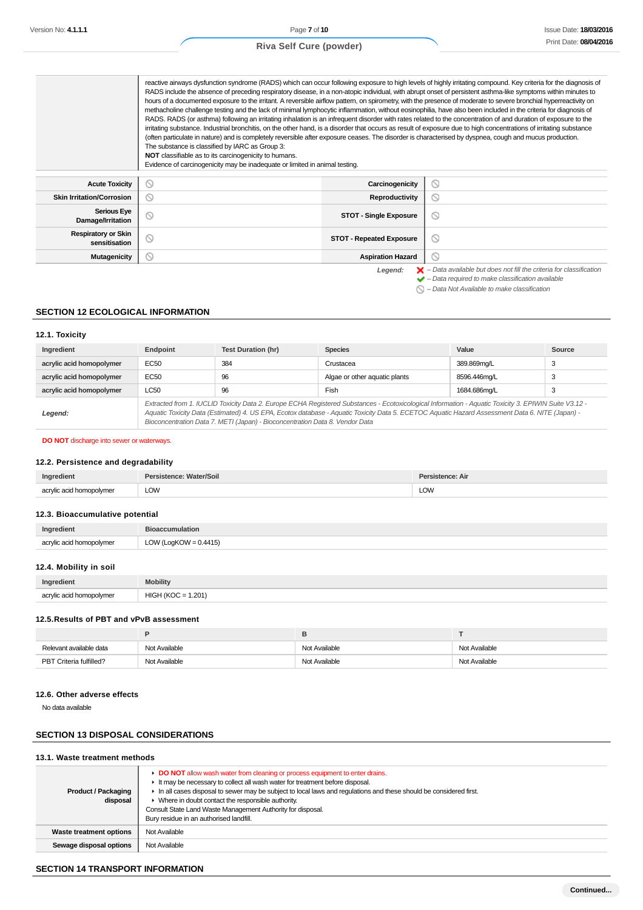| | |
|---|---|
| | reactive airways dysfunction syndrome (RADS) which can occur following exposure to high levels of highly irritating compound. Key criteria for the diagnosis of RADS include the absence of preceding respiratory disease, in a non-atopic individual, with abrupt onset of persistent asthma-like symptoms within minutes to hours of a documented exposure to the irritant. A reversible airflow pattern, on spirometry, with the presence of moderate to severe bronchial hyperreactivity on methacholine challenge testing and the lack of minimal lymphocytic inflammation, without eosinophilia, have also been included in the criteria for diagnosis of RADS. RADS (or asthma) following an irritating inhalation is an infrequent disorder with rates related to the concentration of and duration of exposure to the irritating substance. Industrial bronchitis, on the other hand, is a disorder that occurs as result of exposure due to high concentrations of irritating substance (often particulate in nature) and is completely reversible after exposure ceases. The disorder is characterised by dyspnea, cough and mucus production.<br>The substance is classified by IARC as Group 3:<br>**NOT** classifiable as to its carcinogenicity to humans.<br>Evidence of carcinogenicity may be inadequate or limited in animal testing. |

| | | | |
|---|---|---|---|
| **Acute Toxicity** | ⦸ | **Carcinogenicity** | ⦸ |
| **Skin Irritation/Corrosion** | ⦸ | **Reproductivity** | ⦸ |
| **Serious Eye Damage/Irritation** | ⦸ | **STOT - Single Exposure** | ⦸ |
| **Respiratory or Skin sensitisation** | ⦸ | **STOT - Repeated Exposure** | ⦸ |
| **Mutagenicity** | ⦸ | **Aspiration Hazard** | ⦸ |

*Legend:* ✗ – *Data available but does not fill the criteria for classification*
✔ – *Data required to make classification available*
⦸ – *Data Not Available to make classification*

## SECTION 12 ECOLOGICAL INFORMATION

### 12.1. Toxicity

| Ingredient | Endpoint | Test Duration (hr) | Species | Value | Source |
|---|---|---|---|---|---|
| **acrylic acid homopolymer** | EC50 | 384 | Crustacea | 389.869mg/L | 3 |
| **acrylic acid homopolymer** | EC50 | 96 | Algae or other aquatic plants | 8596.446mg/L | 3 |
| **acrylic acid homopolymer** | LC50 | 96 | Fish | 1684.686mg/L | 3 |
| ***Legend:*** | *Extracted from 1. IUCLID Toxicity Data 2. Europe ECHA Registered Substances - Ecotoxicological Information - Aquatic Toxicity 3. EPIWIN Suite V3.12 - Aquatic Toxicity Data (Estimated) 4. US EPA, Ecotox database - Aquatic Toxicity Data 5. ECETOC Aquatic Hazard Assessment Data 6. NITE (Japan) - Bioconcentration Data 7. METI (Japan) - Bioconcentration Data 8. Vendor Data* | | | | |

**DO NOT** discharge into sewer or waterways.

### 12.2. Persistence and degradability

| Ingredient | Persistence: Water/Soil | Persistence: Air |
|---|---|---|
| acrylic acid homopolymer | LOW | LOW |

### 12.3. Bioaccumulative potential

| Ingredient | Bioaccumulation |
|---|---|
| acrylic acid homopolymer | LOW (LogKOW = 0.4415) |

### 12.4. Mobility in soil

| Ingredient | Mobility |
|---|---|
| acrylic acid homopolymer | HIGH (KOC = 1.201) |

### 12.5.Results of PBT and vPvB assessment

| | P | B | T |
|---|---|---|---|
| Relevant available data | Not Available | Not Available | Not Available |
| PBT Criteria fulfilled? | Not Available | Not Available | Not Available |

### 12.6. Other adverse effects

No data available

## SECTION 13 DISPOSAL CONSIDERATIONS

### 13.1. Waste treatment methods

| | |
|---|---|
| **Product / Packaging disposal** | ▸ **DO NOT** allow wash water from cleaning or process equipment to enter drains.<br>▸ It may be necessary to collect all wash water for treatment before disposal.<br>▸ In all cases disposal to sewer may be subject to local laws and regulations and these should be considered first.<br>▸ Where in doubt contact the responsible authority.<br>Consult State Land Waste Management Authority for disposal.<br>Bury residue in an authorised landfill. |
| **Waste treatment options** | Not Available |
| **Sewage disposal options** | Not Available |

## SECTION 14 TRANSPORT INFORMATION

**Continued...**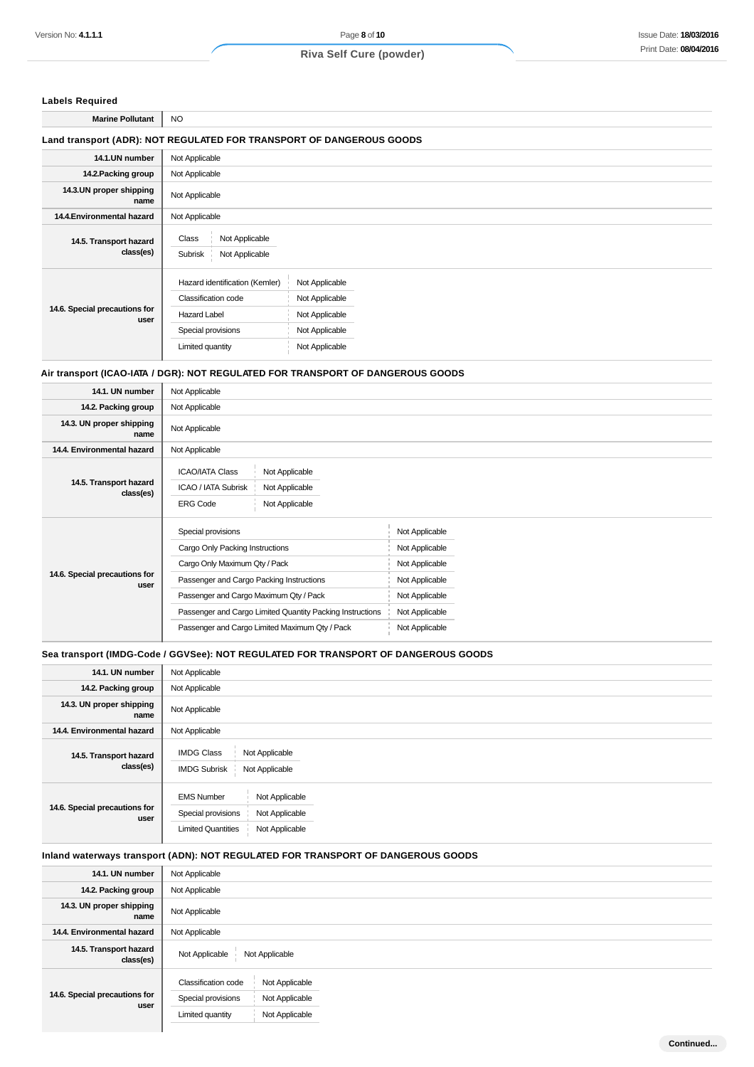### Labels Required

| | |
|---|---|
| Marine Pollutant | NO |

### Land transport (ADR): NOT REGULATED FOR TRANSPORT OF DANGEROUS GOODS

| | |
|---|---|
| 14.1.UN number | Not Applicable |
| 14.2.Packing group | Not Applicable |
| 14.3.UN proper shipping name | Not Applicable |
| 14.4.Environmental hazard | Not Applicable |
| 14.5. Transport hazard class(es) | Class: Not Applicable<br>Subrisk: Not Applicable |
| 14.6. Special precautions for user | Hazard identification (Kemler): Not Applicable<br>Classification code: Not Applicable<br>Hazard Label: Not Applicable<br>Special provisions: Not Applicable<br>Limited quantity: Not Applicable |

### Air transport (ICAO-IATA / DGR): NOT REGULATED FOR TRANSPORT OF DANGEROUS GOODS

| | |
|---|---|
| 14.1. UN number | Not Applicable |
| 14.2. Packing group | Not Applicable |
| 14.3. UN proper shipping name | Not Applicable |
| 14.4. Environmental hazard | Not Applicable |
| 14.5. Transport hazard class(es) | ICAO/IATA Class: Not Applicable<br>ICAO / IATA Subrisk: Not Applicable<br>ERG Code: Not Applicable |
| 14.6. Special precautions for user | Special provisions: Not Applicable<br>Cargo Only Packing Instructions: Not Applicable<br>Cargo Only Maximum Qty / Pack: Not Applicable<br>Passenger and Cargo Packing Instructions: Not Applicable<br>Passenger and Cargo Maximum Qty / Pack: Not Applicable<br>Passenger and Cargo Limited Quantity Packing Instructions: Not Applicable<br>Passenger and Cargo Limited Maximum Qty / Pack: Not Applicable |

### Sea transport (IMDG-Code / GGVSee): NOT REGULATED FOR TRANSPORT OF DANGEROUS GOODS

| | |
|---|---|
| 14.1. UN number | Not Applicable |
| 14.2. Packing group | Not Applicable |
| 14.3. UN proper shipping name | Not Applicable |
| 14.4. Environmental hazard | Not Applicable |
| 14.5. Transport hazard class(es) | IMDG Class: Not Applicable<br>IMDG Subrisk: Not Applicable |
| 14.6. Special precautions for user | EMS Number: Not Applicable<br>Special provisions: Not Applicable<br>Limited Quantities: Not Applicable |

### Inland waterways transport (ADN): NOT REGULATED FOR TRANSPORT OF DANGEROUS GOODS

| | |
|---|---|
| 14.1. UN number | Not Applicable |
| 14.2. Packing group | Not Applicable |
| 14.3. UN proper shipping name | Not Applicable |
| 14.4. Environmental hazard | Not Applicable |
| 14.5. Transport hazard class(es) | Not Applicable: Not Applicable |
| 14.6. Special precautions for user | Classification code: Not Applicable<br>Special provisions: Not Applicable<br>Limited quantity: Not Applicable |

Continued...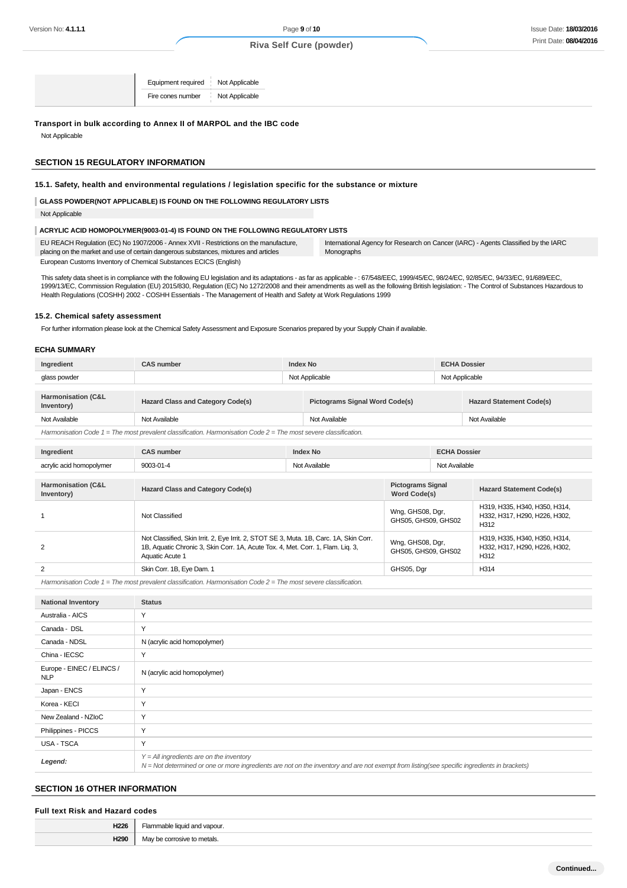| | | |
|---|---|---|
| | Equipment required | Not Applicable |
| | Fire cones number | Not Applicable |

**Transport in bulk according to Annex II of MARPOL and the IBC code**

Not Applicable

## SECTION 15 REGULATORY INFORMATION

### 15.1. Safety, health and environmental regulations / legislation specific for the substance or mixture

**GLASS POWDER(NOT APPLICABLE) IS FOUND ON THE FOLLOWING REGULATORY LISTS**

Not Applicable

**ACRYLIC ACID HOMOPOLYMER(9003-01-4) IS FOUND ON THE FOLLOWING REGULATORY LISTS**

| | |
|---|---|
| EU REACH Regulation (EC) No 1907/2006 - Annex XVII - Restrictions on the manufacture, placing on the market and use of certain dangerous substances, mixtures and articles | International Agency for Research on Cancer (IARC) - Agents Classified by the IARC Monographs |
| European Customs Inventory of Chemical Substances ECICS (English) | |

This safety data sheet is in compliance with the following EU legislation and its adaptations - as far as applicable - : 67/548/EEC, 1999/45/EC, 98/24/EC, 92/85/EC, 94/33/EC, 91/689/EEC, 1999/13/EC, Commission Regulation (EU) 2015/830, Regulation (EC) No 1272/2008 and their amendments as well as the following British legislation: - The Control of Substances Hazardous to Health Regulations (COSHH) 2002 - COSHH Essentials - The Management of Health and Safety at Work Regulations 1999

### 15.2. Chemical safety assessment

For further information please look at the Chemical Safety Assessment and Exposure Scenarios prepared by your Supply Chain if available.

### ECHA SUMMARY

| Ingredient | CAS number | Index No | ECHA Dossier |
|---|---|---|---|
| glass powder | | Not Applicable | Not Applicable |

| Harmonisation (C&L Inventory) | Hazard Class and Category Code(s) | Pictograms Signal Word Code(s) | Hazard Statement Code(s) |
|---|---|---|---|
| Not Available | Not Available | Not Available | Not Available |

*Harmonisation Code 1 = The most prevalent classification. Harmonisation Code 2 = The most severe classification.*

| Ingredient | CAS number | Index No | ECHA Dossier |
|---|---|---|---|
| acrylic acid homopolymer | 9003-01-4 | Not Available | Not Available |

| Harmonisation (C&L Inventory) | Hazard Class and Category Code(s) | Pictograms Signal Word Code(s) | Hazard Statement Code(s) |
|---|---|---|---|
| 1 | Not Classified | Wng, GHS08, Dgr, GHS05, GHS09, GHS02 | H319, H335, H340, H350, H314, H332, H317, H290, H226, H302, H312 |
| 2 | Not Classified, Skin Irrit. 2, Eye Irrit. 2, STOT SE 3, Muta. 1B, Carc. 1A, Skin Corr. 1B, Aquatic Chronic 3, Skin Corr. 1A, Acute Tox. 4, Met. Corr. 1, Flam. Liq. 3, Aquatic Acute 1 | Wng, GHS08, Dgr, GHS05, GHS09, GHS02 | H319, H335, H340, H350, H314, H332, H317, H290, H226, H302, H312 |
| 2 | Skin Corr. 1B, Eye Dam. 1 | GHS05, Dgr | H314 |

*Harmonisation Code 1 = The most prevalent classification. Harmonisation Code 2 = The most severe classification.*

| National Inventory | Status |
|---|---|
| Australia - AICS | Y |
| Canada - DSL | Y |
| Canada - NDSL | N (acrylic acid homopolymer) |
| China - IECSC | Y |
| Europe - EINEC / ELINCS / NLP | N (acrylic acid homopolymer) |
| Japan - ENCS | Y |
| Korea - KECI | Y |
| New Zealand - NZIoC | Y |
| Philippines - PICCS | Y |
| USA - TSCA | Y |
| ***Legend:*** | *Y = All ingredients are on the inventory*<br>*N = Not determined or one or more ingredients are not on the inventory and are not exempt from listing(see specific ingredients in brackets)* |

## SECTION 16 OTHER INFORMATION

### Full text Risk and Hazard codes

| | |
|---|---|
| **H226** | Flammable liquid and vapour. |
| **H290** | May be corrosive to metals. |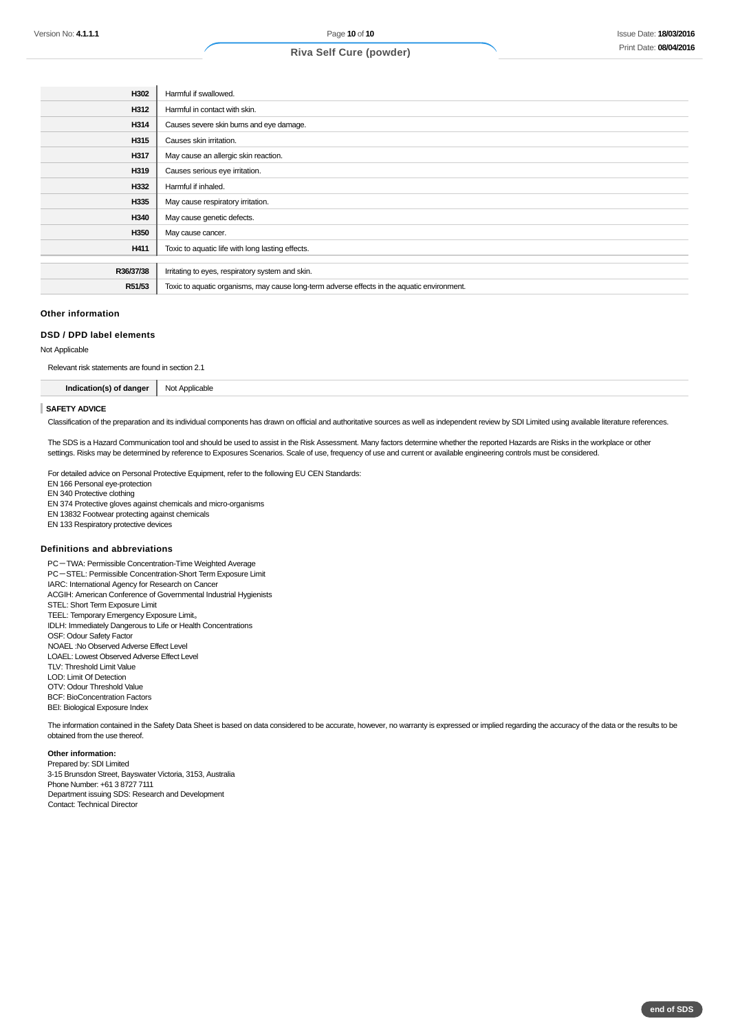| | |
|---|---|
| H302 | Harmful if swallowed. |
| H312 | Harmful in contact with skin. |
| H314 | Causes severe skin burns and eye damage. |
| H315 | Causes skin irritation. |
| H317 | May cause an allergic skin reaction. |
| H319 | Causes serious eye irritation. |
| H332 | Harmful if inhaled. |
| H335 | May cause respiratory irritation. |
| H340 | May cause genetic defects. |
| H350 | May cause cancer. |
| H411 | Toxic to aquatic life with long lasting effects. |

| | |
|---|---|
| R36/37/38 | Irritating to eyes, respiratory system and skin. |
| R51/53 | Toxic to aquatic organisms, may cause long-term adverse effects in the aquatic environment. |

### Other information

### DSD / DPD label elements

Not Applicable

Relevant risk statements are found in section 2.1

| | |
|---|---|
| **Indication(s) of danger** | Not Applicable |

**SAFETY ADVICE**

Classification of the preparation and its individual components has drawn on official and authoritative sources as well as independent review by SDI Limited using available literature references.

The SDS is a Hazard Communication tool and should be used to assist in the Risk Assessment. Many factors determine whether the reported Hazards are Risks in the workplace or other settings. Risks may be determined by reference to Exposures Scenarios. Scale of use, frequency of use and current or available engineering controls must be considered.

For detailed advice on Personal Protective Equipment, refer to the following EU CEN Standards:
EN 166 Personal eye-protection
EN 340 Protective clothing
EN 374 Protective gloves against chemicals and micro-organisms
EN 13832 Footwear protecting against chemicals
EN 133 Respiratory protective devices

### Definitions and abbreviations

PC－TWA: Permissible Concentration-Time Weighted Average
PC－STEL: Permissible Concentration-Short Term Exposure Limit
IARC: International Agency for Research on Cancer
ACGIH: American Conference of Governmental Industrial Hygienists
STEL: Short Term Exposure Limit
TEEL: Temporary Emergency Exposure Limit。
IDLH: Immediately Dangerous to Life or Health Concentrations
OSF: Odour Safety Factor
NOAEL :No Observed Adverse Effect Level
LOAEL: Lowest Observed Adverse Effect Level
TLV: Threshold Limit Value
LOD: Limit Of Detection
OTV: Odour Threshold Value
BCF: BioConcentration Factors
BEI: Biological Exposure Index

The information contained in the Safety Data Sheet is based on data considered to be accurate, however, no warranty is expressed or implied regarding the accuracy of the data or the results to be obtained from the use thereof.

**Other information:**
Prepared by: SDI Limited
3-15 Brunsdon Street, Bayswater Victoria, 3153, Australia
Phone Number: +61 3 8727 7111
Department issuing SDS: Research and Development
Contact: Technical Director

end of SDS